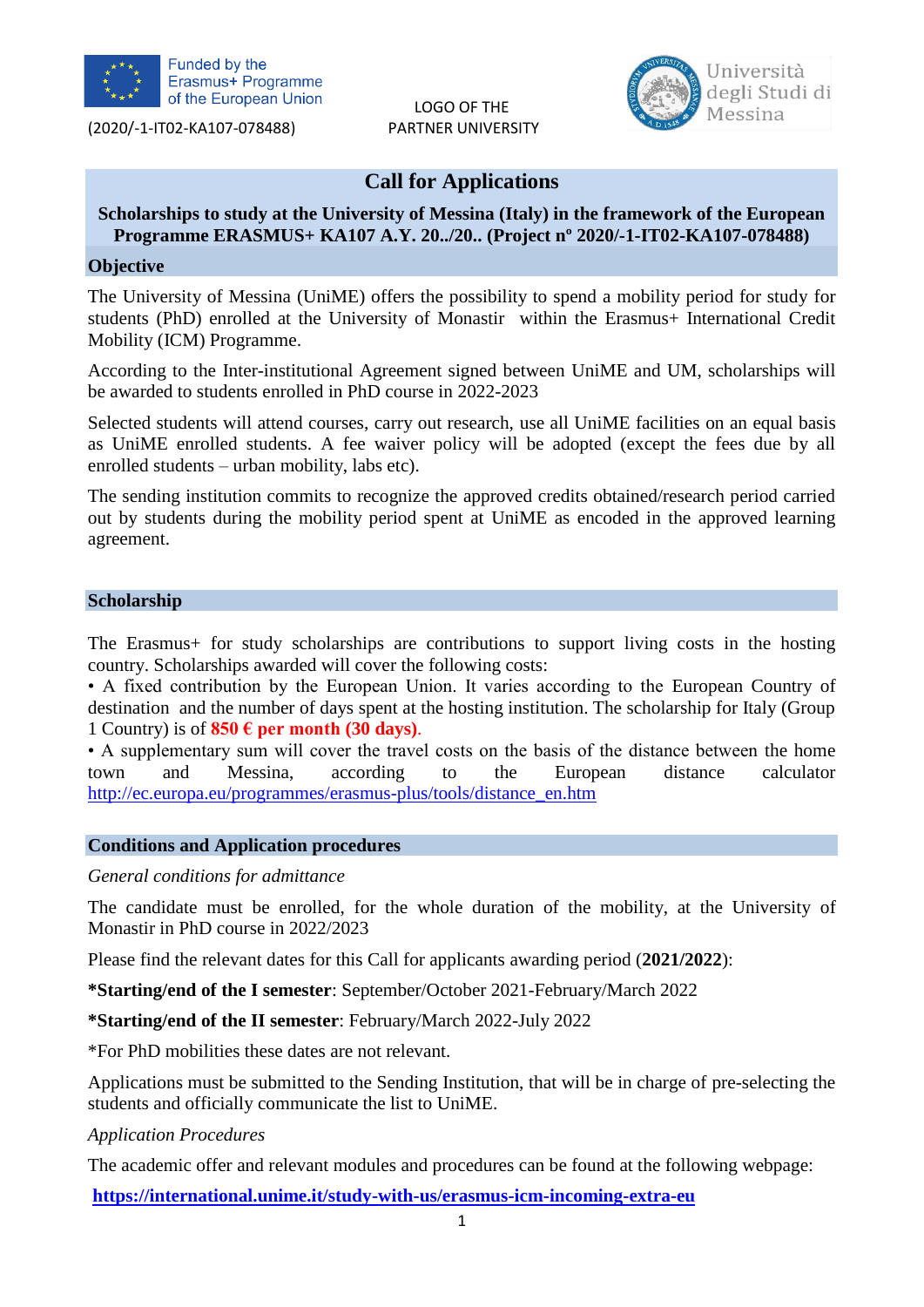Funded by the Erasmus+ Programme of the European Union

(2020/-1-IT02-KA107-078488)

LOGO OF THE PARTNER UNIVERSITY

Università degli Studi di Messina

# Call for Applications

**Scholarships to study at the University of Messina (Italy) in the framework of the European Programme ERASMUS+ KA107 A.Y. 20../20.. (Project nº 2020/-1-IT02-KA107-078488)**

## Objective

The University of Messina (UniME) offers the possibility to spend a mobility period for study for students (PhD) enrolled at the University of Monastir within the Erasmus+ International Credit Mobility (ICM) Programme.

According to the Inter-institutional Agreement signed between UniME and UM, scholarships will be awarded to students enrolled in PhD course in 2022-2023

Selected students will attend courses, carry out research, use all UniME facilities on an equal basis as UniME enrolled students. A fee waiver policy will be adopted (except the fees due by all enrolled students – urban mobility, labs etc).

The sending institution commits to recognize the approved credits obtained/research period carried out by students during the mobility period spent at UniME as encoded in the approved learning agreement.

## Scholarship

The Erasmus+ for study scholarships are contributions to support living costs in the hosting country. Scholarships awarded will cover the following costs:
• A fixed contribution by the European Union. It varies according to the European Country of destination and the number of days spent at the hosting institution. The scholarship for Italy (Group 1 Country) is of **850 € per month (30 days)**.
• A supplementary sum will cover the travel costs on the basis of the distance between the home town and Messina, according to the European distance calculator http://ec.europa.eu/programmes/erasmus-plus/tools/distance_en.htm

## Conditions and Application procedures

*General conditions for admittance*

The candidate must be enrolled, for the whole duration of the mobility, at the University of Monastir in PhD course in 2022/2023

Please find the relevant dates for this Call for applicants awarding period (**2021/2022**):

***Starting/end of the I semester**: September/October 2021-February/March 2022

***Starting/end of the II semester**: February/March 2022-July 2022

*For PhD mobilities these dates are not relevant.

Applications must be submitted to the Sending Institution, that will be in charge of pre-selecting the students and officially communicate the list to UniME.

*Application Procedures*

The academic offer and relevant modules and procedures can be found at the following webpage:

**https://international.unime.it/study-with-us/erasmus-icm-incoming-extra-eu**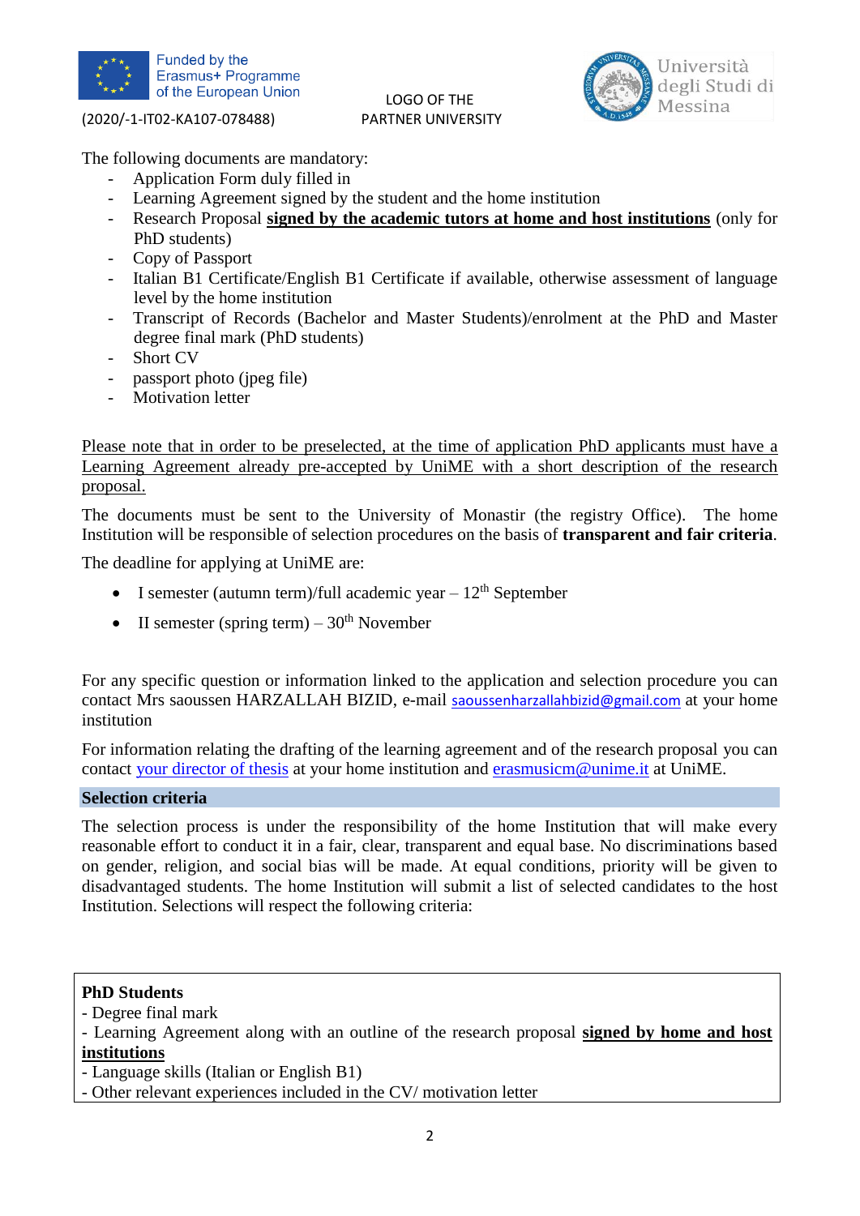Funded by the Erasmus+ Programme of the European Union

(2020/-1-IT02-KA107-078488)

LOGO OF THE PARTNER UNIVERSITY

Università degli Studi di Messina

The following documents are mandatory:

- Application Form duly filled in
- Learning Agreement signed by the student and the home institution
- Research Proposal **signed by the academic tutors at home and host institutions** (only for PhD students)
- Copy of Passport
- Italian B1 Certificate/English B1 Certificate if available, otherwise assessment of language level by the home institution
- Transcript of Records (Bachelor and Master Students)/enrolment at the PhD and Master degree final mark (PhD students)
- Short CV
- passport photo (jpeg file)
- Motivation letter

Please note that in order to be preselected, at the time of application PhD applicants must have a Learning Agreement already pre-accepted by UniME with a short description of the research proposal.

The documents must be sent to the University of Monastir (the registry Office). The home Institution will be responsible of selection procedures on the basis of **transparent and fair criteria**.

The deadline for applying at UniME are:

- I semester (autumn term)/full academic year – 12th September
- II semester (spring term) – 30th November

For any specific question or information linked to the application and selection procedure you can contact Mrs saoussen HARZALLAH BIZID, e-mail saoussenharzallahbizid@gmail.com at your home institution

For information relating the drafting of the learning agreement and of the research proposal you can contact your director of thesis at your home institution and erasmusicm@unime.it at UniME.

## Selection criteria

The selection process is under the responsibility of the home Institution that will make every reasonable effort to conduct it in a fair, clear, transparent and equal base. No discriminations based on gender, religion, and social bias will be made. At equal conditions, priority will be given to disadvantaged students. The home Institution will submit a list of selected candidates to the host Institution. Selections will respect the following criteria:

**PhD Students**

- Degree final mark
- Learning Agreement along with an outline of the research proposal **signed by home and host institutions**
- Language skills (Italian or English B1)
- Other relevant experiences included in the CV/ motivation letter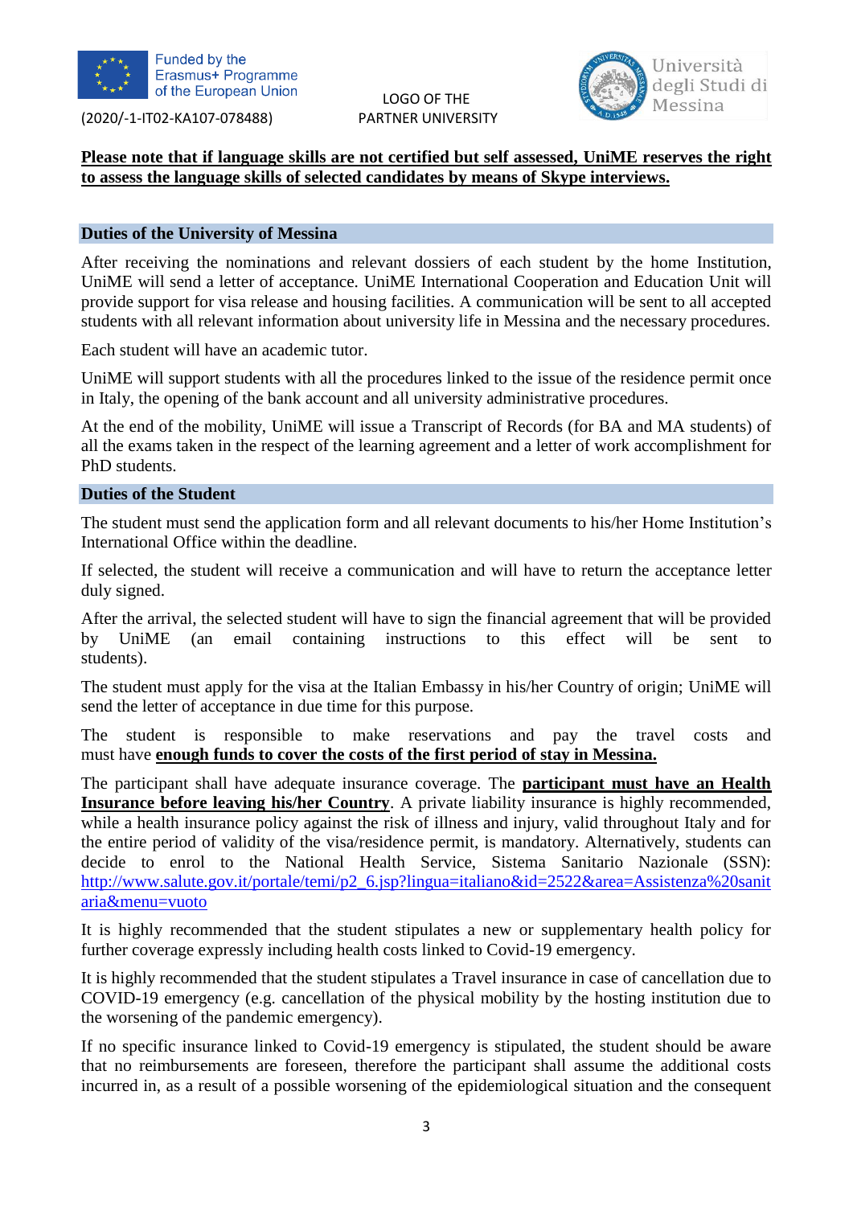**Please note that if language skills are not certified but self assessed, UniME reserves the right to assess the language skills of selected candidates by means of Skype interviews.**

## Duties of the University of Messina

After receiving the nominations and relevant dossiers of each student by the home Institution, UniME will send a letter of acceptance. UniME International Cooperation and Education Unit will provide support for visa release and housing facilities. A communication will be sent to all accepted students with all relevant information about university life in Messina and the necessary procedures.

Each student will have an academic tutor.

UniME will support students with all the procedures linked to the issue of the residence permit once in Italy, the opening of the bank account and all university administrative procedures.

At the end of the mobility, UniME will issue a Transcript of Records (for BA and MA students) of all the exams taken in the respect of the learning agreement and a letter of work accomplishment for PhD students.

## Duties of the Student

The student must send the application form and all relevant documents to his/her Home Institution's International Office within the deadline.

If selected, the student will receive a communication and will have to return the acceptance letter duly signed.

After the arrival, the selected student will have to sign the financial agreement that will be provided by UniME (an email containing instructions to this effect will be sent to students).

The student must apply for the visa at the Italian Embassy in his/her Country of origin; UniME will send the letter of acceptance in due time for this purpose.

The student is responsible to make reservations and pay the travel costs and must have **enough funds to cover the costs of the first period of stay in Messina.**

The participant shall have adequate insurance coverage. The **participant must have an Health Insurance before leaving his/her Country**. A private liability insurance is highly recommended, while a health insurance policy against the risk of illness and injury, valid throughout Italy and for the entire period of validity of the visa/residence permit, is mandatory. Alternatively, students can decide to enrol to the National Health Service, Sistema Sanitario Nazionale (SSN): http://www.salute.gov.it/portale/temi/p2_6.jsp?lingua=italiano&id=2522&area=Assistenza%20sanitaria&menu=vuoto

It is highly recommended that the student stipulates a new or supplementary health policy for further coverage expressly including health costs linked to Covid-19 emergency.

It is highly recommended that the student stipulates a Travel insurance in case of cancellation due to COVID-19 emergency (e.g. cancellation of the physical mobility by the hosting institution due to the worsening of the pandemic emergency).

If no specific insurance linked to Covid-19 emergency is stipulated, the student should be aware that no reimbursements are foreseen, therefore the participant shall assume the additional costs incurred in, as a result of a possible worsening of the epidemiological situation and the consequent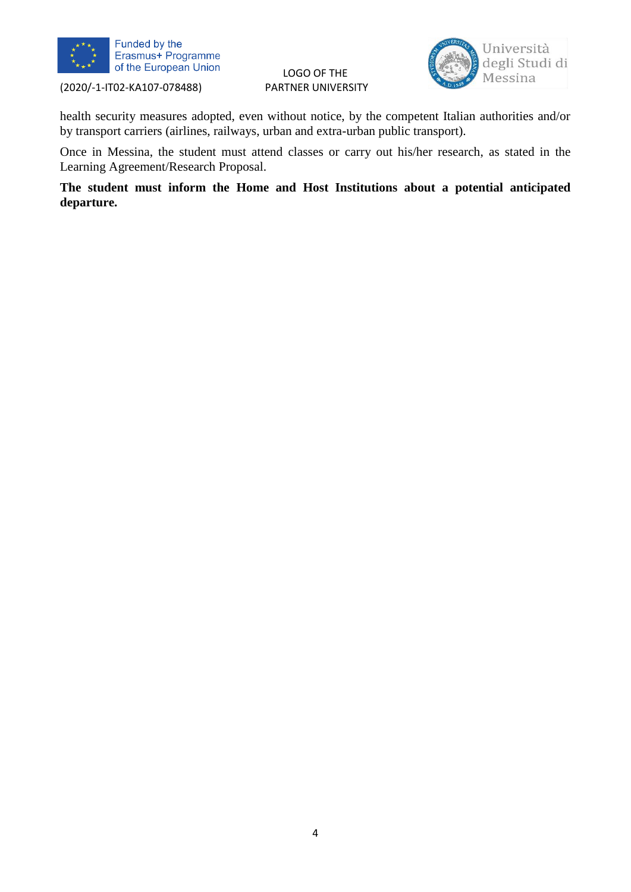health security measures adopted, even without notice, by the competent Italian authorities and/or by transport carriers (airlines, railways, urban and extra-urban public transport).

Once in Messina, the student must attend classes or carry out his/her research, as stated in the Learning Agreement/Research Proposal.

**The student must inform the Home and Host Institutions about a potential anticipated departure.**